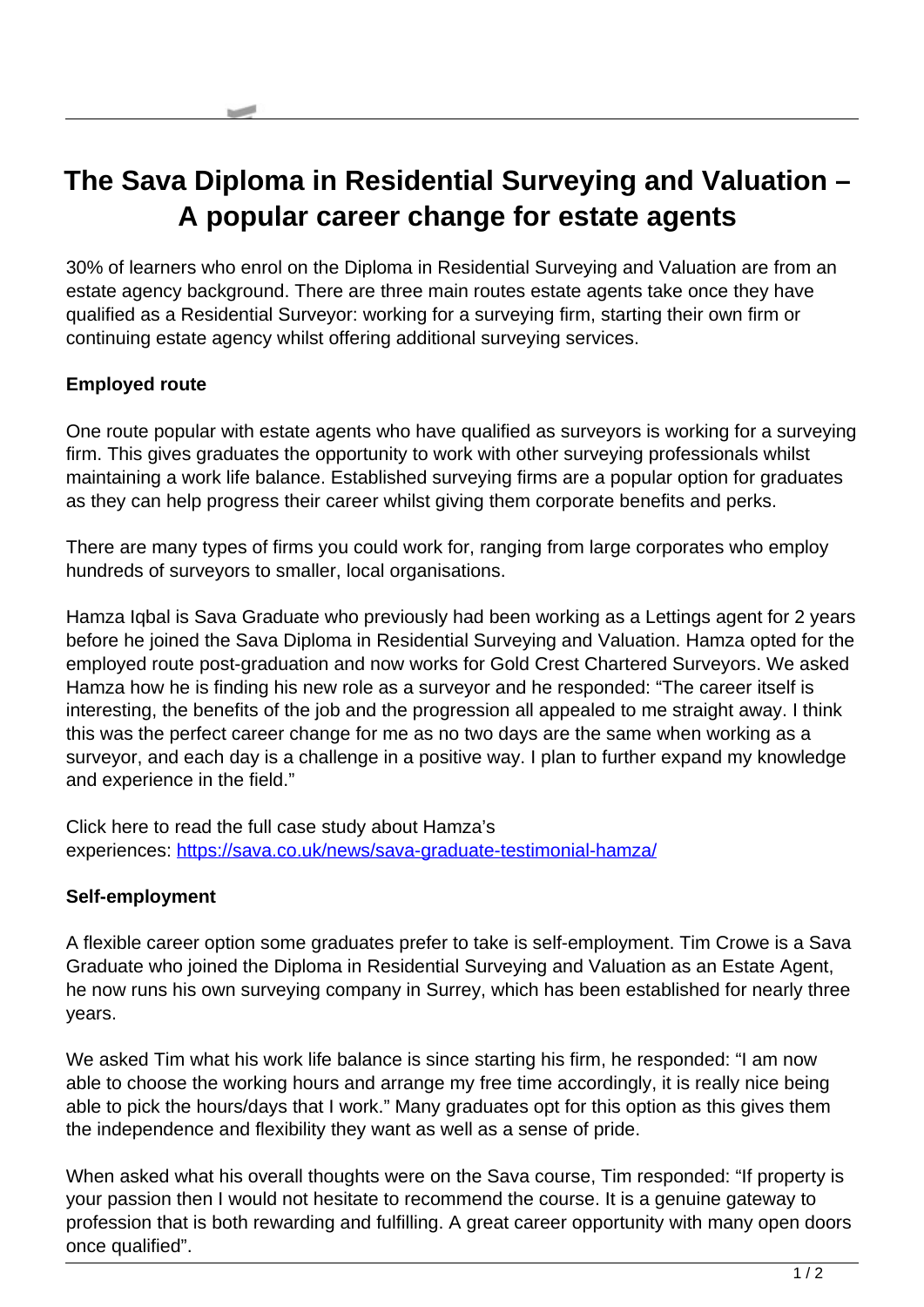# The Sava Diploma in Residential Surveying and Valuation – A popular career change for estate agents

30% of learners who enrol on the Diploma in Residential Surveying and Valuation are from an estate agency background. There are three main routes estate agents take once they have qualified as a Residential Surveyor: working for a surveying firm, starting their own firm or continuing estate agency whilst offering additional surveying services.

**Employed route**

One route popular with estate agents who have qualified as surveyors is working for a surveying firm. This gives graduates the opportunity to work with other surveying professionals whilst maintaining a work life balance. Established surveying firms are a popular option for graduates as they can help progress their career whilst giving them corporate benefits and perks.

There are many types of firms you could work for, ranging from large corporates who employ hundreds of surveyors to smaller, local organisations.

Hamza Iqbal is Sava Graduate who previously had been working as a Lettings agent for 2 years before he joined the Sava Diploma in Residential Surveying and Valuation. Hamza opted for the employed route post-graduation and now works for Gold Crest Chartered Surveyors. We asked Hamza how he is finding his new role as a surveyor and he responded: "The career itself is interesting, the benefits of the job and the progression all appealed to me straight away. I think this was the perfect career change for me as no two days are the same when working as a surveyor, and each day is a challenge in a positive way. I plan to further expand my knowledge and experience in the field."

Click here to read the full case study about Hamza's experiences: [https://sava.co.uk/news/sava-graduate-testimonial-hamza/](https://sava.co.uk/news/sava-graduate-testimonial-hamza/)

**Self-employment**

A flexible career option some graduates prefer to take is self-employment. Tim Crowe is a Sava Graduate who joined the Diploma in Residential Surveying and Valuation as an Estate Agent, he now runs his own surveying company in Surrey, which has been established for nearly three years.

We asked Tim what his work life balance is since starting his firm, he responded: "I am now able to choose the working hours and arrange my free time accordingly, it is really nice being able to pick the hours/days that I work." Many graduates opt for this option as this gives them the independence and flexibility they want as well as a sense of pride.

When asked what his overall thoughts were on the Sava course, Tim responded: "If property is your passion then I would not hesitate to recommend the course. It is a genuine gateway to profession that is both rewarding and fulfilling. A great career opportunity with many open doors once qualified".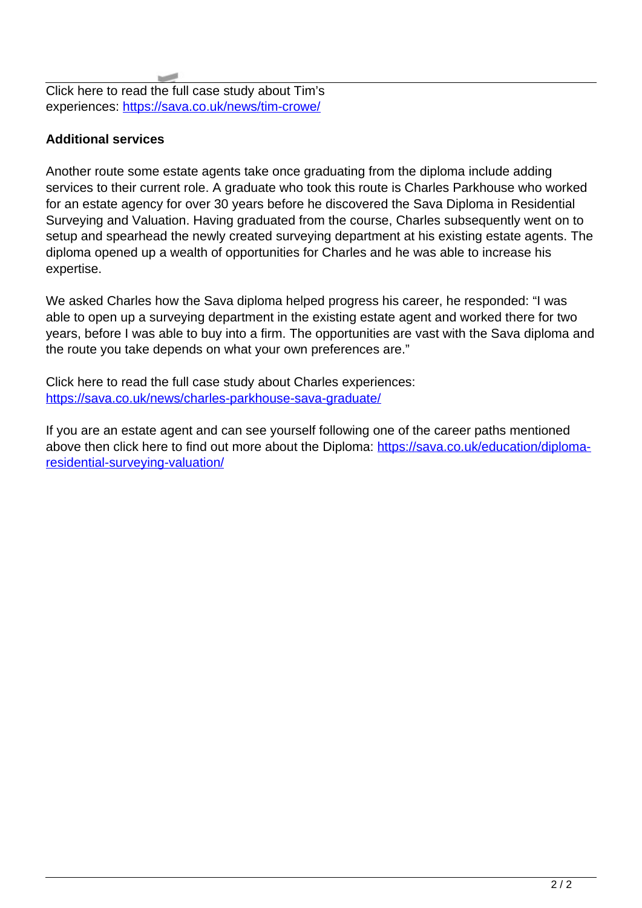Click here to read the full case study about Tim's experiences: [https://sava.co.uk/news/tim-crowe/](https://sava.co.uk/news/tim-crowe/)

**Additional services**

Another route some estate agents take once graduating from the diploma include adding services to their current role. A graduate who took this route is Charles Parkhouse who worked for an estate agency for over 30 years before he discovered the Sava Diploma in Residential Surveying and Valuation. Having graduated from the course, Charles subsequently went on to setup and spearhead the newly created surveying department at his existing estate agents. The diploma opened up a wealth of opportunities for Charles and he was able to increase his expertise.

We asked Charles how the Sava diploma helped progress his career, he responded: "I was able to open up a surveying department in the existing estate agent and worked there for two years, before I was able to buy into a firm. The opportunities are vast with the Sava diploma and the route you take depends on what your own preferences are."

Click here to read the full case study about Charles experiences: [https://sava.co.uk/news/charles-parkhouse-sava-graduate/](https://sava.co.uk/news/charles-parkhouse-sava-graduate/)

If you are an estate agent and can see yourself following one of the career paths mentioned above then click here to find out more about the Diploma: [https://sava.co.uk/education/diploma-residential-surveying-valuation/](https://sava.co.uk/education/diploma-residential-surveying-valuation/)